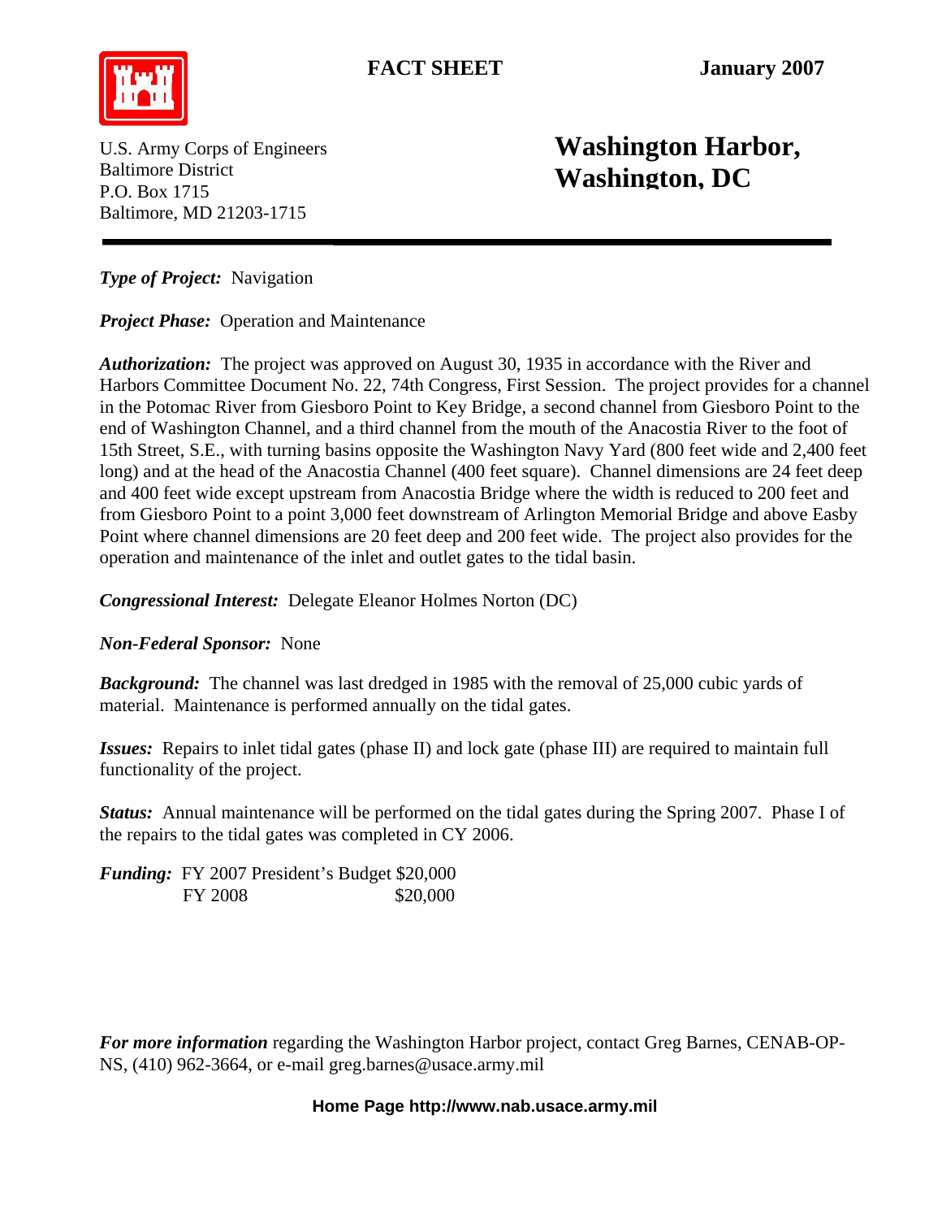**FACT SHEET** **January 2007**

U.S. Army Corps of Engineers
Baltimore District
P.O. Box 1715
Baltimore, MD 21203-1715

# Washington Harbor, Washington, DC

***Type of Project:*** Navigation

***Project Phase:*** Operation and Maintenance

***Authorization:*** The project was approved on August 30, 1935 in accordance with the River and Harbors Committee Document No. 22, 74th Congress, First Session. The project provides for a channel in the Potomac River from Giesboro Point to Key Bridge, a second channel from Giesboro Point to the end of Washington Channel, and a third channel from the mouth of the Anacostia River to the foot of 15th Street, S.E., with turning basins opposite the Washington Navy Yard (800 feet wide and 2,400 feet long) and at the head of the Anacostia Channel (400 feet square). Channel dimensions are 24 feet deep and 400 feet wide except upstream from Anacostia Bridge where the width is reduced to 200 feet and from Giesboro Point to a point 3,000 feet downstream of Arlington Memorial Bridge and above Easby Point where channel dimensions are 20 feet deep and 200 feet wide. The project also provides for the operation and maintenance of the inlet and outlet gates to the tidal basin.

***Congressional Interest:*** Delegate Eleanor Holmes Norton (DC)

***Non-Federal Sponsor:*** None

***Background:*** The channel was last dredged in 1985 with the removal of 25,000 cubic yards of material. Maintenance is performed annually on the tidal gates.

***Issues:*** Repairs to inlet tidal gates (phase II) and lock gate (phase III) are required to maintain full functionality of the project.

***Status:*** Annual maintenance will be performed on the tidal gates during the Spring 2007. Phase I of the repairs to the tidal gates was completed in CY 2006.

***Funding:*** FY 2007 President's Budget $20,000
FY 2008 $20,000

***For more information*** regarding the Washington Harbor project, contact Greg Barnes, CENAB-OP-NS, (410) 962-3664, or e-mail greg.barnes@usace.army.mil

**Home Page http://www.nab.usace.army.mil**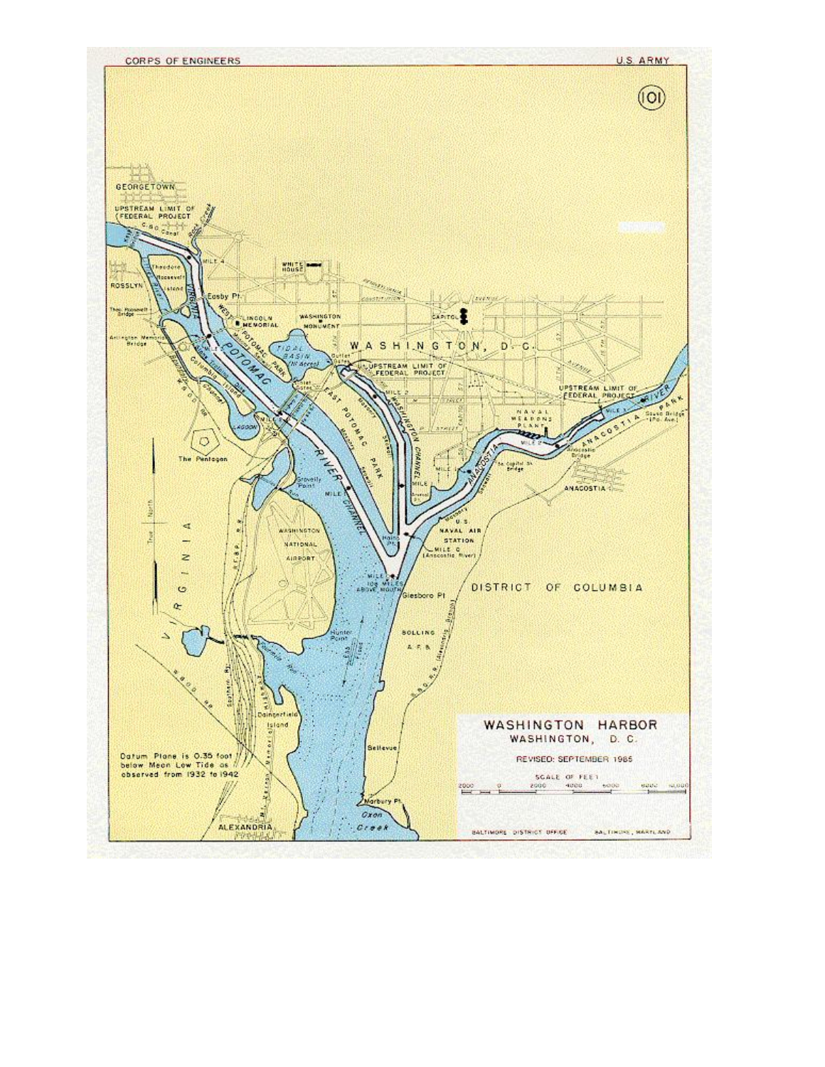CORPS OF ENGINEERS

U.S. ARMY

101

GEORGETOWN

UPSTREAM LIMIT OF FEDERAL PROJECT

ROSSLYN

WHITE HOUSE

LINCOLN MEMORIAL

WASHINGTON MONUMENT

CAPITOL

WASHINGTON, D.C.

UPSTREAM LIMIT OF FEDERAL PROJECT

UPSTREAM LIMIT OF FEDERAL PROJECT

NAVAL WEAPONS PLANT

The Pentagon

POTOMAC

RIVER CHANNEL

WASHINGTON CHANNEL

ANACOSTIA RIVER

ANACOSTIA

WASHINGTON NATIONAL AIRPORT

U.S. NAVAL AIR STATION

MILE 0 (Anacostia River)

MILE 0 106 MILES ABOVE MOUTH

Giesboro Pt

DISTRICT OF COLUMBIA

BOLLING A.F.B.

VIRGINIA

Daingerfield Island

Bellevue

Marbury Pt.

Oxon Creek

ALEXANDRIA

Datum Plane is 0.35 foot below Mean Low Tide as observed from 1932 to 1942

# WASHINGTON HARBOR

WASHINGTON, D. C.

REVISED: SEPTEMBER 1985

SCALE OF FEET

2000 0 2000 4000 6000 8000 10,000

BALTIMORE DISTRICT OFFICE

BALTIMORE, MARYLAND